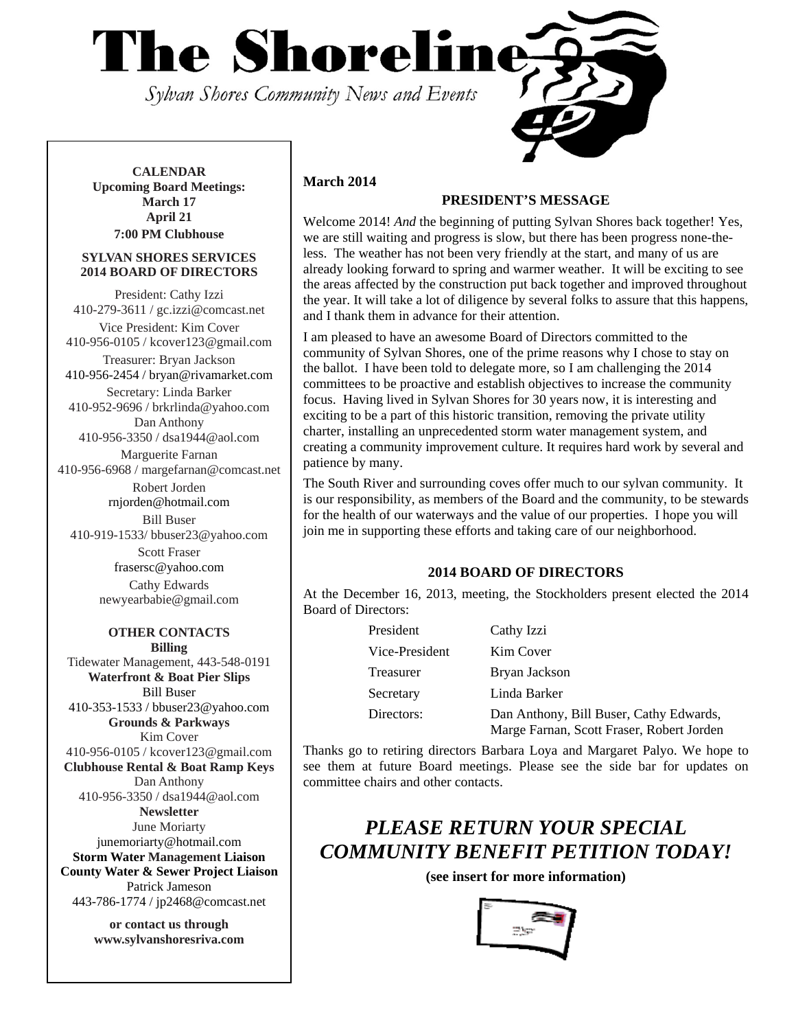# The Shoreline

*Sylvan Shores Community News and Events*

**CALENDAR**
**Upcoming Board Meetings:**
**March 17**
**April 21**
**7:00 PM Clubhouse**

**SYLVAN SHORES SERVICES**
**2014 BOARD OF DIRECTORS**

President: Cathy Izzi
410-279-3611 / gc.izzi@comcast.net

Vice President: Kim Cover
410-956-0105 / kcover123@gmail.com

Treasurer: Bryan Jackson
410-956-2454 / bryan@rivamarket.com

Secretary: Linda Barker
410-952-9696 / brkrlinda@yahoo.com

Dan Anthony
410-956-3350 / dsa1944@aol.com

Marguerite Farnan
410-956-6968 / margefarnan@comcast.net

Robert Jorden
rnjorden@hotmail.com

Bill Buser
410-919-1533/ bbuser23@yahoo.com

Scott Fraser
frasersc@yahoo.com

Cathy Edwards
newyearbabie@gmail.com

**OTHER CONTACTS**

**Billing**
Tidewater Management, 443-548-0191

**Waterfront & Boat Pier Slips**
Bill Buser
410-353-1533 / bbuser23@yahoo.com

**Grounds & Parkways**
Kim Cover
410-956-0105 / kcover123@gmail.com

**Clubhouse Rental & Boat Ramp Keys**
Dan Anthony
410-956-3350 / dsa1944@aol.com

**Newsletter**
June Moriarty
junemoriarty@hotmail.com

**Storm Water Management Liaison**
**County Water & Sewer Project Liaison**
Patrick Jameson
443-786-1774 / jp2468@comcast.net

**or contact us through**
**www.sylvanshoresriva.com**

**March 2014**

## PRESIDENT'S MESSAGE

Welcome 2014! *And* the beginning of putting Sylvan Shores back together! Yes, we are still waiting and progress is slow, but there has been progress none-the-less. The weather has not been very friendly at the start, and many of us are already looking forward to spring and warmer weather. It will be exciting to see the areas affected by the construction put back together and improved throughout the year. It will take a lot of diligence by several folks to assure that this happens, and I thank them in advance for their attention.

I am pleased to have an awesome Board of Directors committed to the community of Sylvan Shores, one of the prime reasons why I chose to stay on the ballot. I have been told to delegate more, so I am challenging the 2014 committees to be proactive and establish objectives to increase the community focus. Having lived in Sylvan Shores for 30 years now, it is interesting and exciting to be a part of this historic transition, removing the private utility charter, installing an unprecedented storm water management system, and creating a community improvement culture. It requires hard work by several and patience by many.

The South River and surrounding coves offer much to our sylvan community. It is our responsibility, as members of the Board and the community, to be stewards for the health of our waterways and the value of our properties. I hope you will join me in supporting these efforts and taking care of our neighborhood.

## 2014 BOARD OF DIRECTORS

At the December 16, 2013, meeting, the Stockholders present elected the 2014 Board of Directors:

| | |
|---|---|
| President | Cathy Izzi |
| Vice-President | Kim Cover |
| Treasurer | Bryan Jackson |
| Secretary | Linda Barker |
| Directors: | Dan Anthony, Bill Buser, Cathy Edwards, Marge Farnan, Scott Fraser, Robert Jorden |

Thanks go to retiring directors Barbara Loya and Margaret Palyo. We hope to see them at future Board meetings. Please see the side bar for updates on committee chairs and other contacts.

## *PLEASE RETURN YOUR SPECIAL COMMUNITY BENEFIT PETITION TODAY!*

**(see insert for more information)**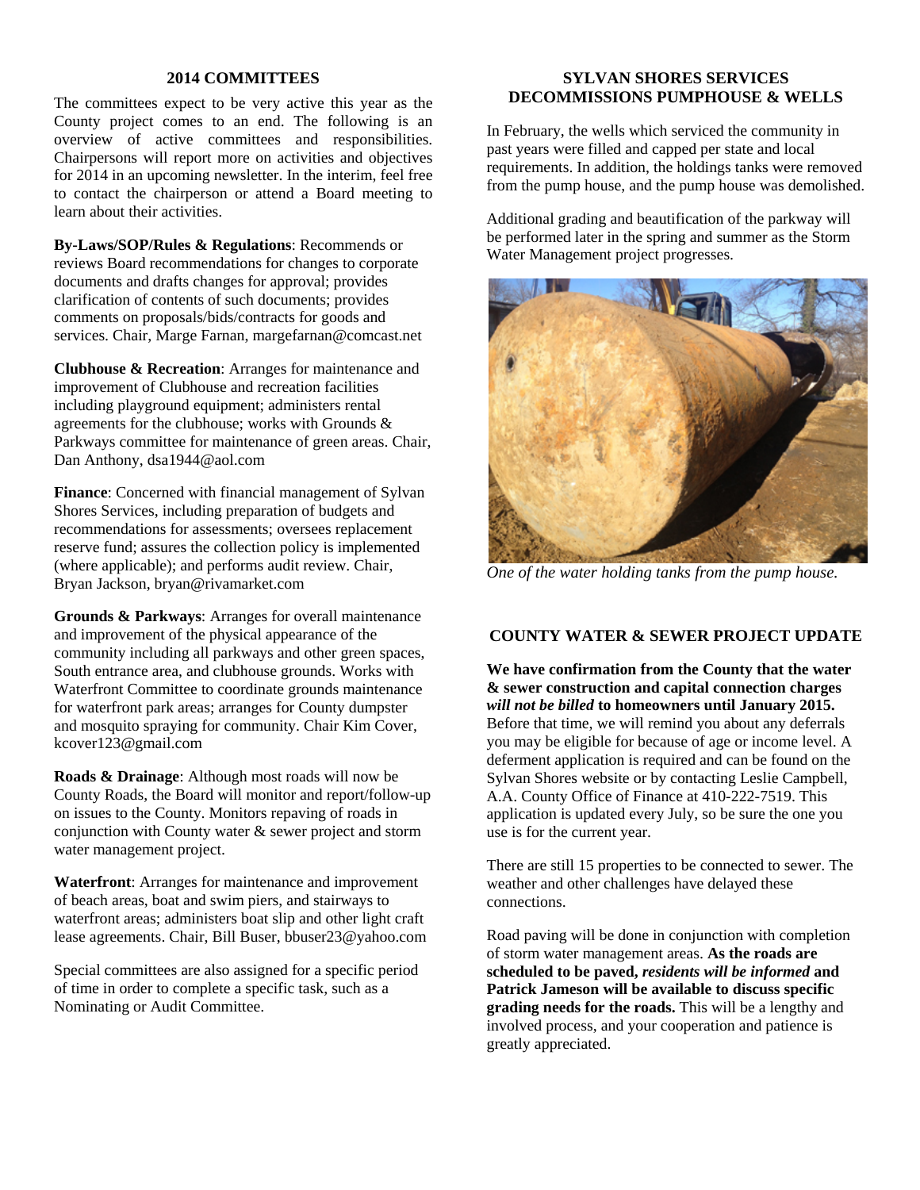## 2014 COMMITTEES

The committees expect to be very active this year as the County project comes to an end. The following is an overview of active committees and responsibilities. Chairpersons will report more on activities and objectives for 2014 in an upcoming newsletter. In the interim, feel free to contact the chairperson or attend a Board meeting to learn about their activities.

**By-Laws/SOP/Rules & Regulations**: Recommends or reviews Board recommendations for changes to corporate documents and drafts changes for approval; provides clarification of contents of such documents; provides comments on proposals/bids/contracts for goods and services. Chair, Marge Farnan, margefarnan@comcast.net

**Clubhouse & Recreation**: Arranges for maintenance and improvement of Clubhouse and recreation facilities including playground equipment; administers rental agreements for the clubhouse; works with Grounds & Parkways committee for maintenance of green areas. Chair, Dan Anthony, dsa1944@aol.com

**Finance**: Concerned with financial management of Sylvan Shores Services, including preparation of budgets and recommendations for assessments; oversees replacement reserve fund; assures the collection policy is implemented (where applicable); and performs audit review. Chair, Bryan Jackson, bryan@rivamarket.com

**Grounds & Parkways**: Arranges for overall maintenance and improvement of the physical appearance of the community including all parkways and other green spaces, South entrance area, and clubhouse grounds. Works with Waterfront Committee to coordinate grounds maintenance for waterfront park areas; arranges for County dumpster and mosquito spraying for community. Chair Kim Cover, kcover123@gmail.com

**Roads & Drainage**: Although most roads will now be County Roads, the Board will monitor and report/follow-up on issues to the County. Monitors repaving of roads in conjunction with County water & sewer project and storm water management project.

**Waterfront**: Arranges for maintenance and improvement of beach areas, boat and swim piers, and stairways to waterfront areas; administers boat slip and other light craft lease agreements. Chair, Bill Buser, bbuser23@yahoo.com

Special committees are also assigned for a specific period of time in order to complete a specific task, such as a Nominating or Audit Committee.

## SYLVAN SHORES SERVICES DECOMMISSIONS PUMPHOUSE & WELLS

In February, the wells which serviced the community in past years were filled and capped per state and local requirements. In addition, the holdings tanks were removed from the pump house, and the pump house was demolished.

Additional grading and beautification of the parkway will be performed later in the spring and summer as the Storm Water Management project progresses.

*One of the water holding tanks from the pump house.*

## COUNTY WATER & SEWER PROJECT UPDATE

**We have confirmation from the County that the water & sewer construction and capital connection charges *will not be billed* to homeowners until January 2015.** Before that time, we will remind you about any deferrals you may be eligible for because of age or income level. A deferment application is required and can be found on the Sylvan Shores website or by contacting Leslie Campbell, A.A. County Office of Finance at 410-222-7519. This application is updated every July, so be sure the one you use is for the current year.

There are still 15 properties to be connected to sewer. The weather and other challenges have delayed these connections.

Road paving will be done in conjunction with completion of storm water management areas. **As the roads are scheduled to be paved, *residents will be informed* and Patrick Jameson will be available to discuss specific grading needs for the roads.** This will be a lengthy and involved process, and your cooperation and patience is greatly appreciated.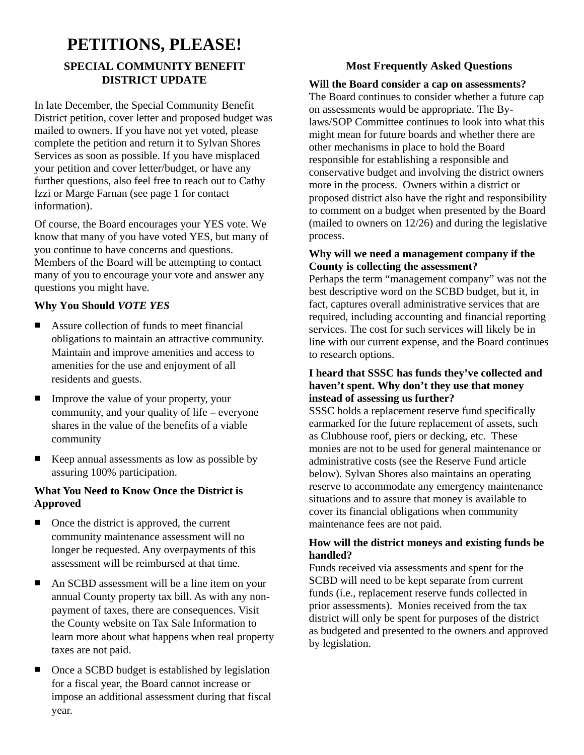# PETITIONS, PLEASE!

## SPECIAL COMMUNITY BENEFIT DISTRICT UPDATE

In late December, the Special Community Benefit District petition, cover letter and proposed budget was mailed to owners. If you have not yet voted, please complete the petition and return it to Sylvan Shores Services as soon as possible. If you have misplaced your petition and cover letter/budget, or have any further questions, also feel free to reach out to Cathy Izzi or Marge Farnan (see page 1 for contact information).

Of course, the Board encourages your YES vote. We know that many of you have voted YES, but many of you continue to have concerns and questions. Members of the Board will be attempting to contact many of you to encourage your vote and answer any questions you might have.

**Why You Should *VOTE YES***

- Assure collection of funds to meet financial obligations to maintain an attractive community. Maintain and improve amenities and access to amenities for the use and enjoyment of all residents and guests.
- Improve the value of your property, your community, and your quality of life – everyone shares in the value of the benefits of a viable community
- Keep annual assessments as low as possible by assuring 100% participation.

**What You Need to Know Once the District is Approved**

- Once the district is approved, the current community maintenance assessment will no longer be requested. Any overpayments of this assessment will be reimbursed at that time.
- An SCBD assessment will be a line item on your annual County property tax bill. As with any non-payment of taxes, there are consequences. Visit the County website on Tax Sale Information to learn more about what happens when real property taxes are not paid.
- Once a SCBD budget is established by legislation for a fiscal year, the Board cannot increase or impose an additional assessment during that fiscal year.

## Most Frequently Asked Questions

**Will the Board consider a cap on assessments?**
The Board continues to consider whether a future cap on assessments would be appropriate. The By-laws/SOP Committee continues to look into what this might mean for future boards and whether there are other mechanisms in place to hold the Board responsible for establishing a responsible and conservative budget and involving the district owners more in the process. Owners within a district or proposed district also have the right and responsibility to comment on a budget when presented by the Board (mailed to owners on 12/26) and during the legislative process.

**Why will we need a management company if the County is collecting the assessment?**
Perhaps the term "management company" was not the best descriptive word on the SCBD budget, but it, in fact, captures overall administrative services that are required, including accounting and financial reporting services. The cost for such services will likely be in line with our current expense, and the Board continues to research options.

**I heard that SSSC has funds they've collected and haven't spent. Why don't they use that money instead of assessing us further?**
SSSC holds a replacement reserve fund specifically earmarked for the future replacement of assets, such as Clubhouse roof, piers or decking, etc. These monies are not to be used for general maintenance or administrative costs (see the Reserve Fund article below). Sylvan Shores also maintains an operating reserve to accommodate any emergency maintenance situations and to assure that money is available to cover its financial obligations when community maintenance fees are not paid.

**How will the district moneys and existing funds be handled?**
Funds received via assessments and spent for the SCBD will need to be kept separate from current funds (i.e., replacement reserve funds collected in prior assessments). Monies received from the tax district will only be spent for purposes of the district as budgeted and presented to the owners and approved by legislation.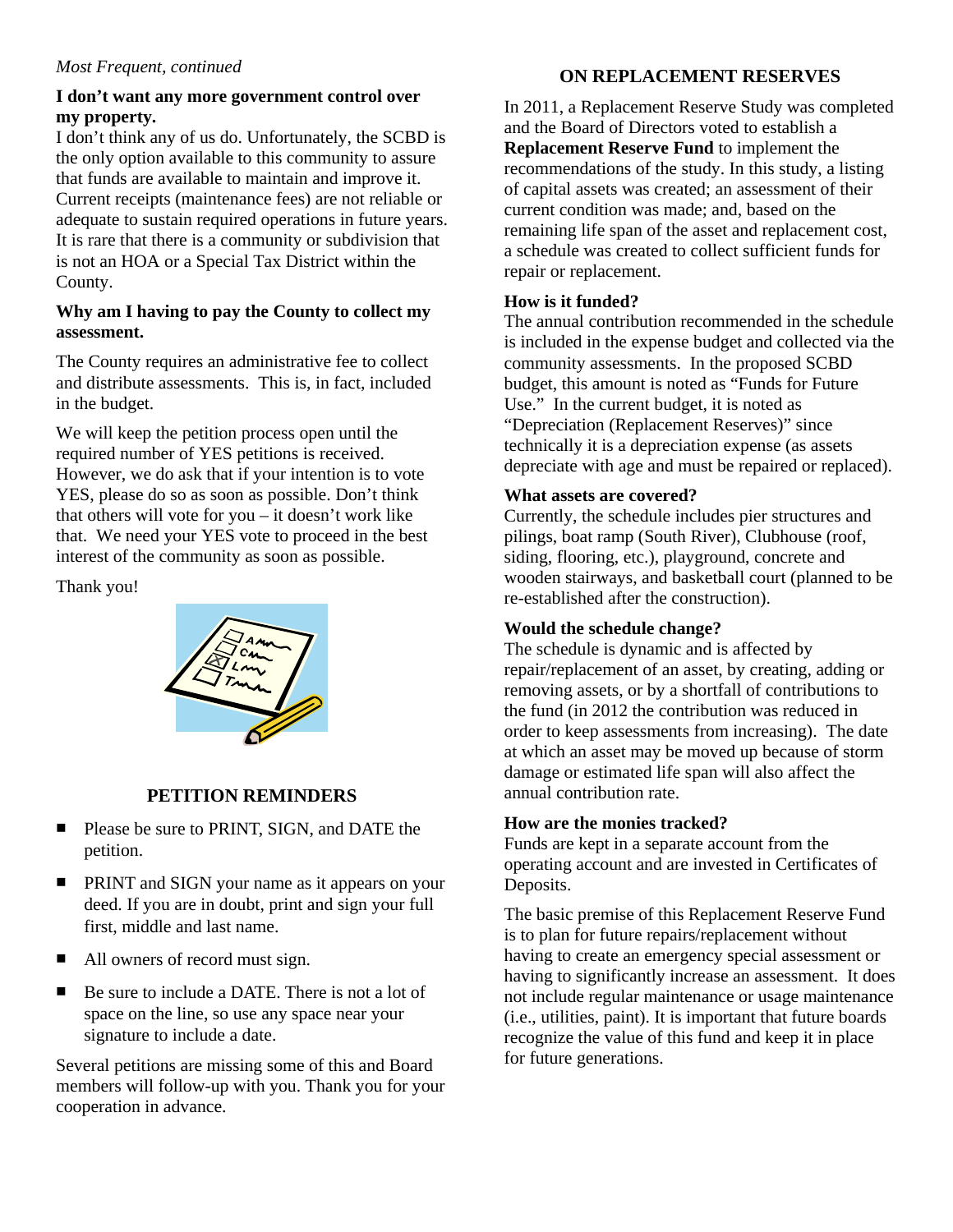*Most Frequent, continued*

**I don't want any more government control over my property.**
I don't think any of us do. Unfortunately, the SCBD is the only option available to this community to assure that funds are available to maintain and improve it. Current receipts (maintenance fees) are not reliable or adequate to sustain required operations in future years. It is rare that there is a community or subdivision that is not an HOA or a Special Tax District within the County.

**Why am I having to pay the County to collect my assessment.**

The County requires an administrative fee to collect and distribute assessments. This is, in fact, included in the budget.

We will keep the petition process open until the required number of YES petitions is received. However, we do ask that if your intention is to vote YES, please do so as soon as possible. Don't think that others will vote for you – it doesn't work like that. We need your YES vote to proceed in the best interest of the community as soon as possible.

Thank you!

## PETITION REMINDERS

- Please be sure to PRINT, SIGN, and DATE the petition.
- PRINT and SIGN your name as it appears on your deed. If you are in doubt, print and sign your full first, middle and last name.
- All owners of record must sign.
- Be sure to include a DATE. There is not a lot of space on the line, so use any space near your signature to include a date.

Several petitions are missing some of this and Board members will follow-up with you. Thank you for your cooperation in advance.

## ON REPLACEMENT RESERVES

In 2011, a Replacement Reserve Study was completed and the Board of Directors voted to establish a **Replacement Reserve Fund** to implement the recommendations of the study. In this study, a listing of capital assets was created; an assessment of their current condition was made; and, based on the remaining life span of the asset and replacement cost, a schedule was created to collect sufficient funds for repair or replacement.

**How is it funded?**
The annual contribution recommended in the schedule is included in the expense budget and collected via the community assessments. In the proposed SCBD budget, this amount is noted as "Funds for Future Use." In the current budget, it is noted as "Depreciation (Replacement Reserves)" since technically it is a depreciation expense (as assets depreciate with age and must be repaired or replaced).

**What assets are covered?**
Currently, the schedule includes pier structures and pilings, boat ramp (South River), Clubhouse (roof, siding, flooring, etc.), playground, concrete and wooden stairways, and basketball court (planned to be re-established after the construction).

**Would the schedule change?**
The schedule is dynamic and is affected by repair/replacement of an asset, by creating, adding or removing assets, or by a shortfall of contributions to the fund (in 2012 the contribution was reduced in order to keep assessments from increasing). The date at which an asset may be moved up because of storm damage or estimated life span will also affect the annual contribution rate.

**How are the monies tracked?**
Funds are kept in a separate account from the operating account and are invested in Certificates of Deposits.

The basic premise of this Replacement Reserve Fund is to plan for future repairs/replacement without having to create an emergency special assessment or having to significantly increase an assessment. It does not include regular maintenance or usage maintenance (i.e., utilities, paint). It is important that future boards recognize the value of this fund and keep it in place for future generations.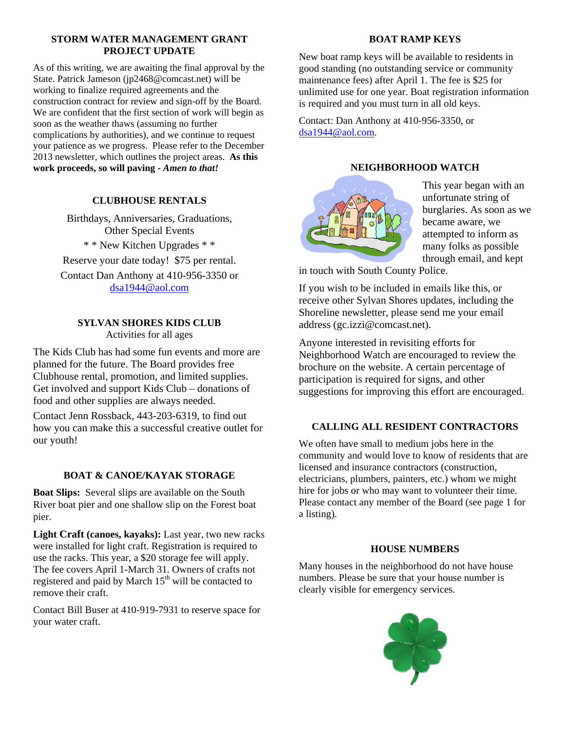## STORM WATER MANAGEMENT GRANT PROJECT UPDATE

As of this writing, we are awaiting the final approval by the State. Patrick Jameson (jp2468@comcast.net) will be working to finalize required agreements and the construction contract for review and sign-off by the Board. We are confident that the first section of work will begin as soon as the weather thaws (assuming no further complications by authorities), and we continue to request your patience as we progress. Please refer to the December 2013 newsletter, which outlines the project areas. **As this work proceeds, so will paving -** ***Amen to that!***

## CLUBHOUSE RENTALS

Birthdays, Anniversaries, Graduations, Other Special Events

* * New Kitchen Upgrades * *

Reserve your date today! $75 per rental.

Contact Dan Anthony at 410-956-3350 or dsa1944@aol.com

## SYLVAN SHORES KIDS CLUB

Activities for all ages

The Kids Club has had some fun events and more are planned for the future. The Board provides free Clubhouse rental, promotion, and limited supplies. Get involved and support Kids Club – donations of food and other supplies are always needed.

Contact Jenn Rossback, 443-203-6319, to find out how you can make this a successful creative outlet for our youth!

## BOAT & CANOE/KAYAK STORAGE

**Boat Slips:** Several slips are available on the South River boat pier and one shallow slip on the Forest boat pier.

**Light Craft (canoes, kayaks):** Last year, two new racks were installed for light craft. Registration is required to use the racks. This year, a $20 storage fee will apply. The fee covers April 1-March 31. Owners of crafts not registered and paid by March 15th will be contacted to remove their craft.

Contact Bill Buser at 410-919-7931 to reserve space for your water craft.

## BOAT RAMP KEYS

New boat ramp keys will be available to residents in good standing (no outstanding service or community maintenance fees) after April 1. The fee is $25 for unlimited use for one year. Boat registration information is required and you must turn in all old keys.

Contact: Dan Anthony at 410-956-3350, or dsa1944@aol.com.

## NEIGHBORHOOD WATCH

This year began with an unfortunate string of burglaries. As soon as we became aware, we attempted to inform as many folks as possible through email, and kept in touch with South County Police.

If you wish to be included in emails like this, or receive other Sylvan Shores updates, including the Shoreline newsletter, please send me your email address (gc.izzi@comcast.net).

Anyone interested in revisiting efforts for Neighborhood Watch are encouraged to review the brochure on the website. A certain percentage of participation is required for signs, and other suggestions for improving this effort are encouraged.

## CALLING ALL RESIDENT CONTRACTORS

We often have small to medium jobs here in the community and would love to know of residents that are licensed and insurance contractors (construction, electricians, plumbers, painters, etc.) whom we might hire for jobs or who may want to volunteer their time. Please contact any member of the Board (see page 1 for a listing).

## HOUSE NUMBERS

Many houses in the neighborhood do not have house numbers. Please be sure that your house number is clearly visible for emergency services.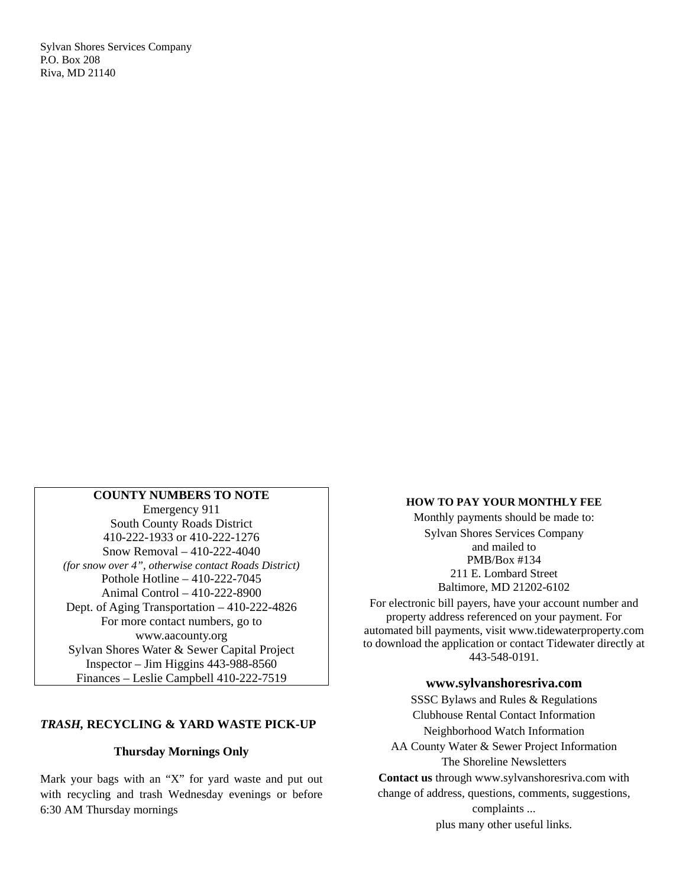Sylvan Shores Services Company
P.O. Box 208
Riva, MD 21140

**COUNTY NUMBERS TO NOTE**

Emergency 911
South County Roads District
410-222-1933 or 410-222-1276
Snow Removal – 410-222-4040
*(for snow over 4", otherwise contact Roads District)*
Pothole Hotline – 410-222-7045
Animal Control – 410-222-8900
Dept. of Aging Transportation – 410-222-4826
For more contact numbers, go to
www.aacounty.org
Sylvan Shores Water & Sewer Capital Project
Inspector – Jim Higgins 443-988-8560
Finances – Leslie Campbell 410-222-7519

## *TRASH*, RECYCLING & YARD WASTE PICK-UP

**Thursday Mornings Only**

Mark your bags with an "X" for yard waste and put out with recycling and trash Wednesday evenings or before 6:30 AM Thursday mornings

**HOW TO PAY YOUR MONTHLY FEE**

Monthly payments should be made to:
Sylvan Shores Services Company
and mailed to
PMB/Box #134
211 E. Lombard Street
Baltimore, MD 21202-6102

For electronic bill payers, have your account number and property address referenced on your payment. For automated bill payments, visit www.tidewaterproperty.com to download the application or contact Tidewater directly at 443-548-0191.

## www.sylvanshoresriva.com

SSSC Bylaws and Rules & Regulations
Clubhouse Rental Contact Information
Neighborhood Watch Information
AA County Water & Sewer Project Information
The Shoreline Newsletters

**Contact us** through www.sylvanshoresriva.com with change of address, questions, comments, suggestions, complaints ...
plus many other useful links.